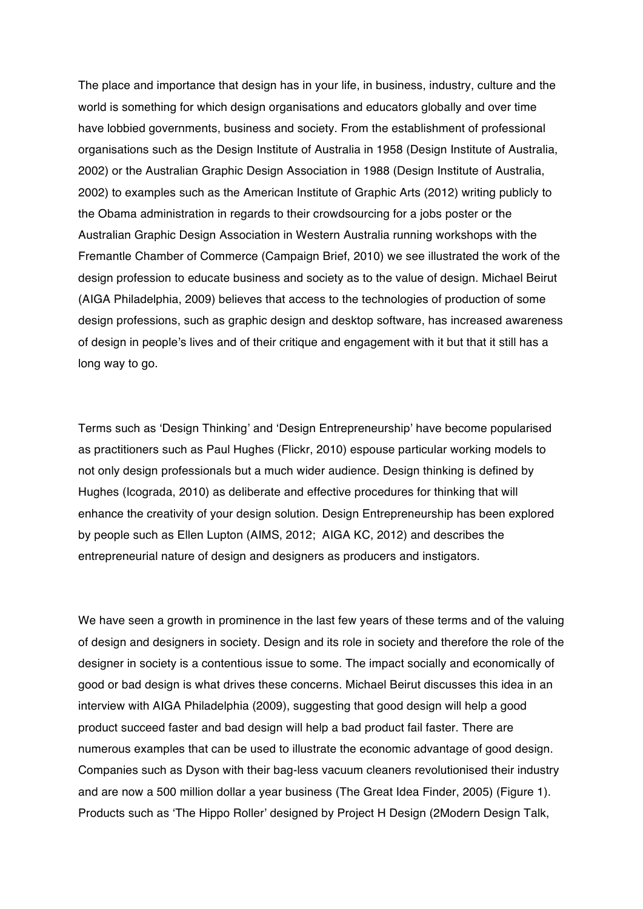The place and importance that design has in your life, in business, industry, culture and the world is something for which design organisations and educators globally and over time have lobbied governments, business and society. From the establishment of professional organisations such as the Design Institute of Australia in 1958 (Design Institute of Australia, 2002) or the Australian Graphic Design Association in 1988 (Design Institute of Australia, 2002) to examples such as the American Institute of Graphic Arts (2012) writing publicly to the Obama administration in regards to their crowdsourcing for a jobs poster or the Australian Graphic Design Association in Western Australia running workshops with the Fremantle Chamber of Commerce (Campaign Brief, 2010) we see illustrated the work of the design profession to educate business and society as to the value of design. Michael Beirut (AIGA Philadelphia, 2009) believes that access to the technologies of production of some design professions, such as graphic design and desktop software, has increased awareness of design in people's lives and of their critique and engagement with it but that it still has a long way to go.

Terms such as 'Design Thinking' and 'Design Entrepreneurship' have become popularised as practitioners such as Paul Hughes (Flickr, 2010) espouse particular working models to not only design professionals but a much wider audience. Design thinking is defined by Hughes (Icograda, 2010) as deliberate and effective procedures for thinking that will enhance the creativity of your design solution. Design Entrepreneurship has been explored by people such as Ellen Lupton (AIMS, 2012; AIGA KC, 2012) and describes the entrepreneurial nature of design and designers as producers and instigators.

We have seen a growth in prominence in the last few years of these terms and of the valuing of design and designers in society. Design and its role in society and therefore the role of the designer in society is a contentious issue to some. The impact socially and economically of good or bad design is what drives these concerns. Michael Beirut discusses this idea in an interview with AIGA Philadelphia (2009), suggesting that good design will help a good product succeed faster and bad design will help a bad product fail faster. There are numerous examples that can be used to illustrate the economic advantage of good design. Companies such as Dyson with their bag-less vacuum cleaners revolutionised their industry and are now a 500 million dollar a year business (The Great Idea Finder, 2005) (Figure 1). Products such as 'The Hippo Roller' designed by Project H Design (2Modern Design Talk,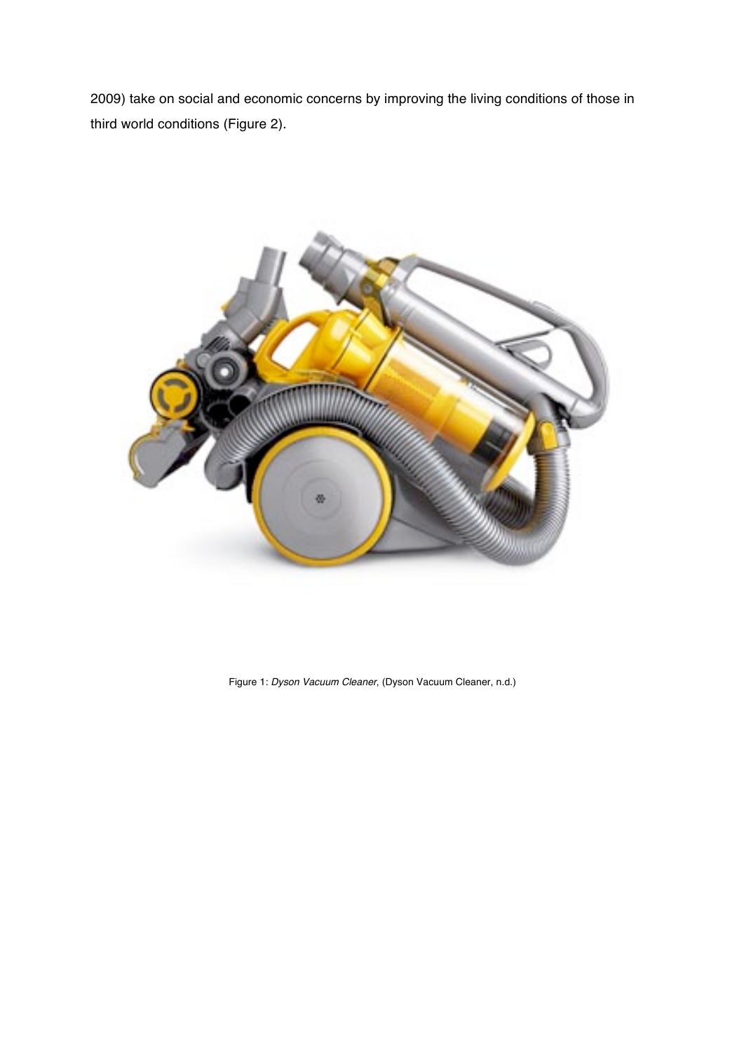2009) take on social and economic concerns by improving the living conditions of those in third world conditions (Figure 2).

Figure 1: *Dyson Vacuum Cleaner*, (Dyson Vacuum Cleaner, n.d.)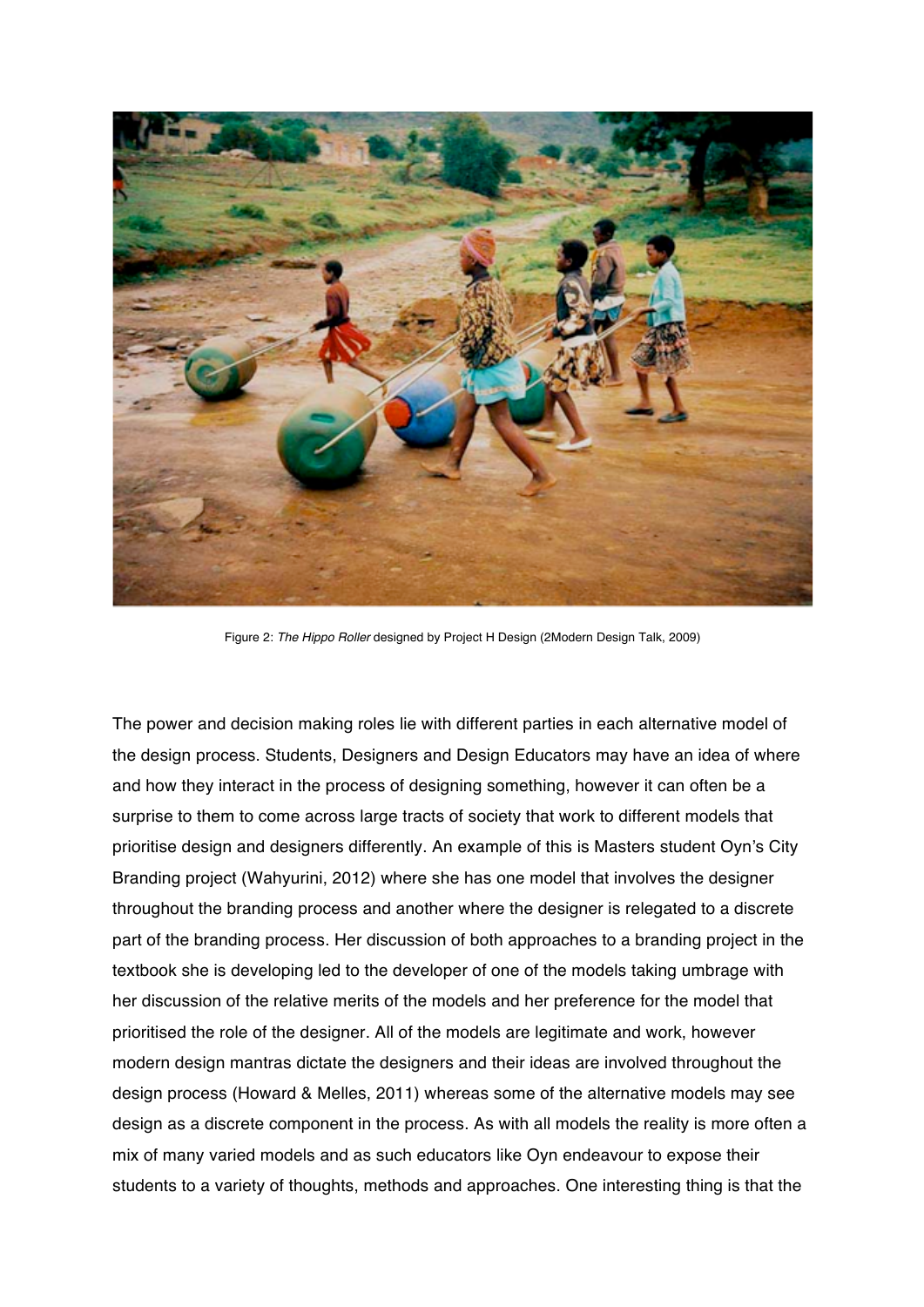Figure 2: *The Hippo Roller* designed by Project H Design (2Modern Design Talk, 2009)

The power and decision making roles lie with different parties in each alternative model of the design process. Students, Designers and Design Educators may have an idea of where and how they interact in the process of designing something, however it can often be a surprise to them to come across large tracts of society that work to different models that prioritise design and designers differently. An example of this is Masters student Oyn's City Branding project (Wahyurini, 2012) where she has one model that involves the designer throughout the branding process and another where the designer is relegated to a discrete part of the branding process. Her discussion of both approaches to a branding project in the textbook she is developing led to the developer of one of the models taking umbrage with her discussion of the relative merits of the models and her preference for the model that prioritised the role of the designer. All of the models are legitimate and work, however modern design mantras dictate the designers and their ideas are involved throughout the design process (Howard & Melles, 2011) whereas some of the alternative models may see design as a discrete component in the process. As with all models the reality is more often a mix of many varied models and as such educators like Oyn endeavour to expose their students to a variety of thoughts, methods and approaches. One interesting thing is that the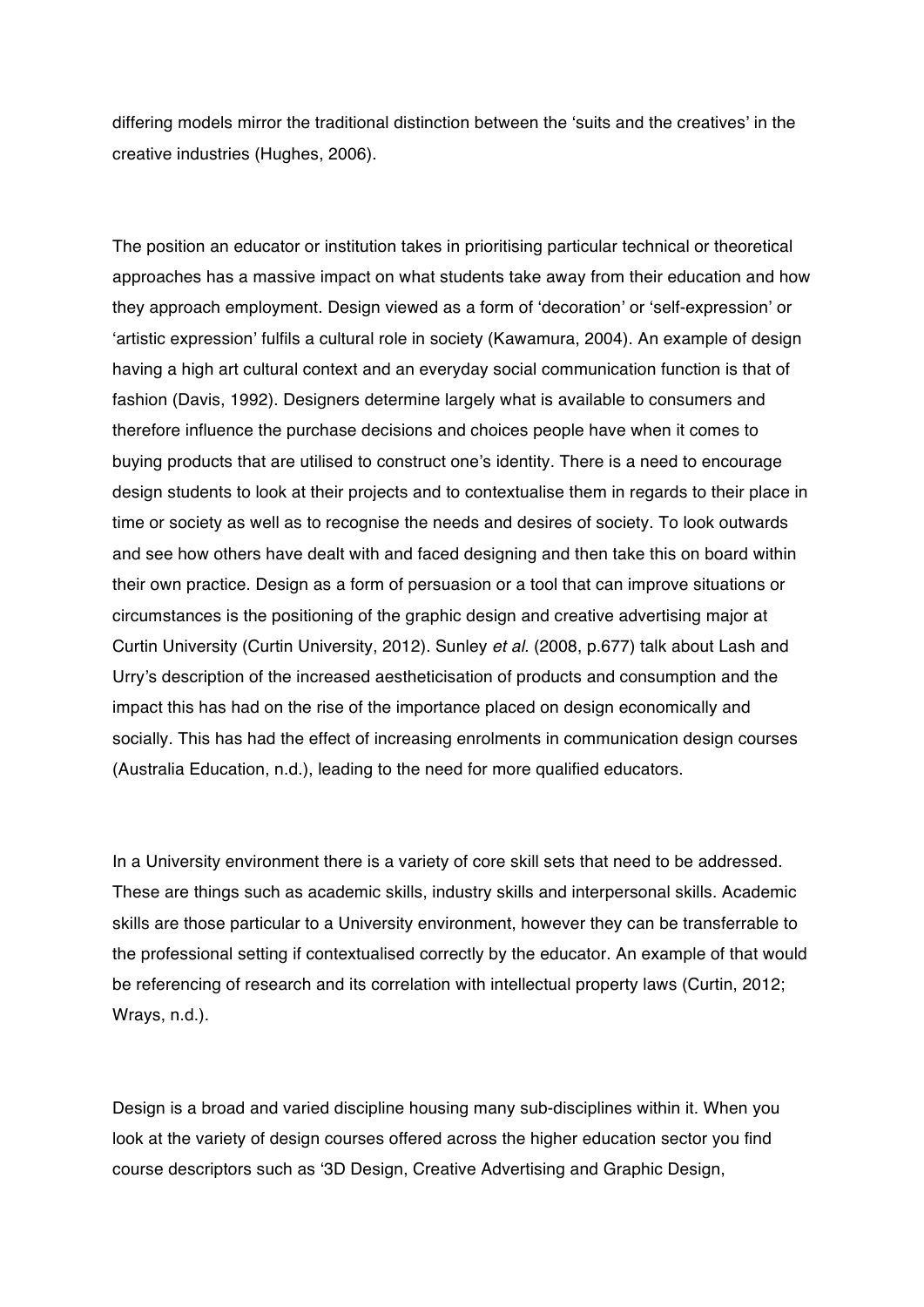differing models mirror the traditional distinction between the 'suits and the creatives' in the creative industries (Hughes, 2006).

The position an educator or institution takes in prioritising particular technical or theoretical approaches has a massive impact on what students take away from their education and how they approach employment. Design viewed as a form of 'decoration' or 'self-expression' or 'artistic expression' fulfils a cultural role in society (Kawamura, 2004). An example of design having a high art cultural context and an everyday social communication function is that of fashion (Davis, 1992). Designers determine largely what is available to consumers and therefore influence the purchase decisions and choices people have when it comes to buying products that are utilised to construct one's identity. There is a need to encourage design students to look at their projects and to contextualise them in regards to their place in time or society as well as to recognise the needs and desires of society. To look outwards and see how others have dealt with and faced designing and then take this on board within their own practice. Design as a form of persuasion or a tool that can improve situations or circumstances is the positioning of the graphic design and creative advertising major at Curtin University (Curtin University, 2012). Sunley *et al.* (2008, p.677) talk about Lash and Urry's description of the increased aestheticisation of products and consumption and the impact this has had on the rise of the importance placed on design economically and socially. This has had the effect of increasing enrolments in communication design courses (Australia Education, n.d.), leading to the need for more qualified educators.

In a University environment there is a variety of core skill sets that need to be addressed. These are things such as academic skills, industry skills and interpersonal skills. Academic skills are those particular to a University environment, however they can be transferrable to the professional setting if contextualised correctly by the educator. An example of that would be referencing of research and its correlation with intellectual property laws (Curtin, 2012; Wrays, n.d.).

Design is a broad and varied discipline housing many sub-disciplines within it. When you look at the variety of design courses offered across the higher education sector you find course descriptors such as '3D Design, Creative Advertising and Graphic Design,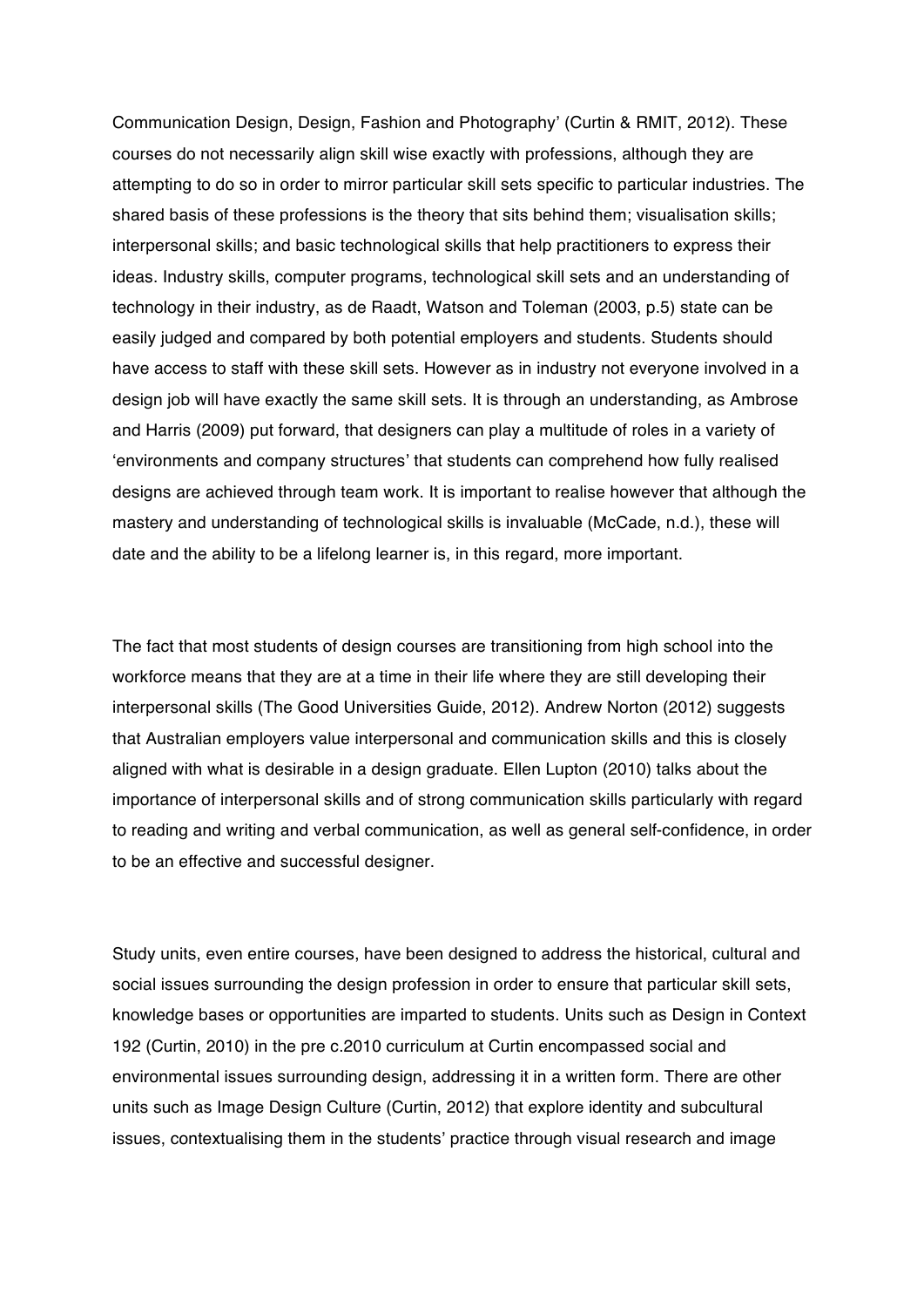Communication Design, Design, Fashion and Photography' (Curtin & RMIT, 2012). These courses do not necessarily align skill wise exactly with professions, although they are attempting to do so in order to mirror particular skill sets specific to particular industries. The shared basis of these professions is the theory that sits behind them; visualisation skills; interpersonal skills; and basic technological skills that help practitioners to express their ideas. Industry skills, computer programs, technological skill sets and an understanding of technology in their industry, as de Raadt, Watson and Toleman (2003, p.5) state can be easily judged and compared by both potential employers and students. Students should have access to staff with these skill sets. However as in industry not everyone involved in a design job will have exactly the same skill sets. It is through an understanding, as Ambrose and Harris (2009) put forward, that designers can play a multitude of roles in a variety of 'environments and company structures' that students can comprehend how fully realised designs are achieved through team work. It is important to realise however that although the mastery and understanding of technological skills is invaluable (McCade, n.d.), these will date and the ability to be a lifelong learner is, in this regard, more important.

The fact that most students of design courses are transitioning from high school into the workforce means that they are at a time in their life where they are still developing their interpersonal skills (The Good Universities Guide, 2012). Andrew Norton (2012) suggests that Australian employers value interpersonal and communication skills and this is closely aligned with what is desirable in a design graduate. Ellen Lupton (2010) talks about the importance of interpersonal skills and of strong communication skills particularly with regard to reading and writing and verbal communication, as well as general self-confidence, in order to be an effective and successful designer.

Study units, even entire courses, have been designed to address the historical, cultural and social issues surrounding the design profession in order to ensure that particular skill sets, knowledge bases or opportunities are imparted to students. Units such as Design in Context 192 (Curtin, 2010) in the pre c.2010 curriculum at Curtin encompassed social and environmental issues surrounding design, addressing it in a written form. There are other units such as Image Design Culture (Curtin, 2012) that explore identity and subcultural issues, contextualising them in the students' practice through visual research and image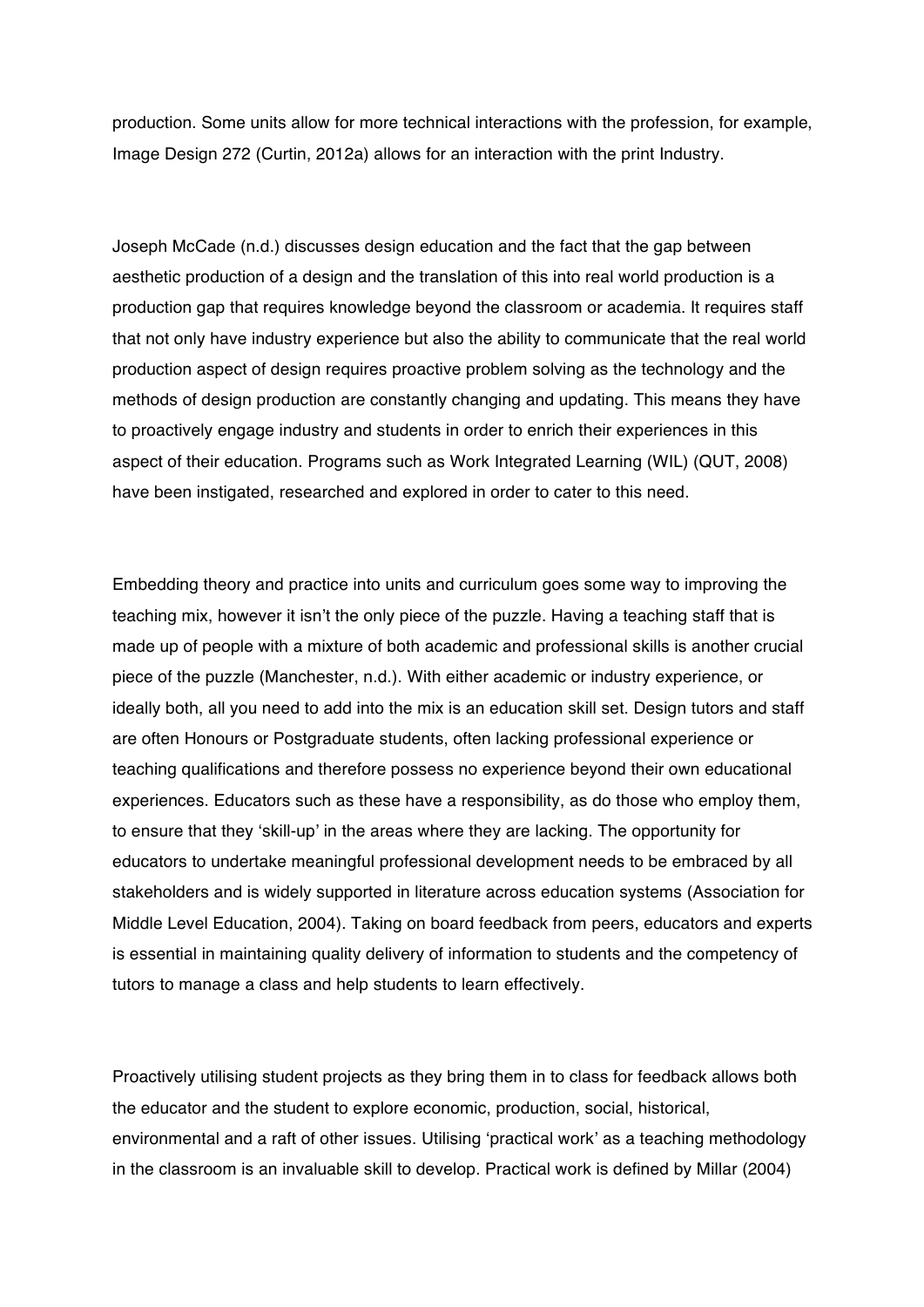production. Some units allow for more technical interactions with the profession, for example, Image Design 272 (Curtin, 2012a) allows for an interaction with the print Industry.

Joseph McCade (n.d.) discusses design education and the fact that the gap between aesthetic production of a design and the translation of this into real world production is a production gap that requires knowledge beyond the classroom or academia. It requires staff that not only have industry experience but also the ability to communicate that the real world production aspect of design requires proactive problem solving as the technology and the methods of design production are constantly changing and updating. This means they have to proactively engage industry and students in order to enrich their experiences in this aspect of their education. Programs such as Work Integrated Learning (WIL) (QUT, 2008) have been instigated, researched and explored in order to cater to this need.

Embedding theory and practice into units and curriculum goes some way to improving the teaching mix, however it isn't the only piece of the puzzle. Having a teaching staff that is made up of people with a mixture of both academic and professional skills is another crucial piece of the puzzle (Manchester, n.d.). With either academic or industry experience, or ideally both, all you need to add into the mix is an education skill set. Design tutors and staff are often Honours or Postgraduate students, often lacking professional experience or teaching qualifications and therefore possess no experience beyond their own educational experiences. Educators such as these have a responsibility, as do those who employ them, to ensure that they 'skill-up' in the areas where they are lacking. The opportunity for educators to undertake meaningful professional development needs to be embraced by all stakeholders and is widely supported in literature across education systems (Association for Middle Level Education, 2004). Taking on board feedback from peers, educators and experts is essential in maintaining quality delivery of information to students and the competency of tutors to manage a class and help students to learn effectively.

Proactively utilising student projects as they bring them in to class for feedback allows both the educator and the student to explore economic, production, social, historical, environmental and a raft of other issues. Utilising 'practical work' as a teaching methodology in the classroom is an invaluable skill to develop. Practical work is defined by Millar (2004)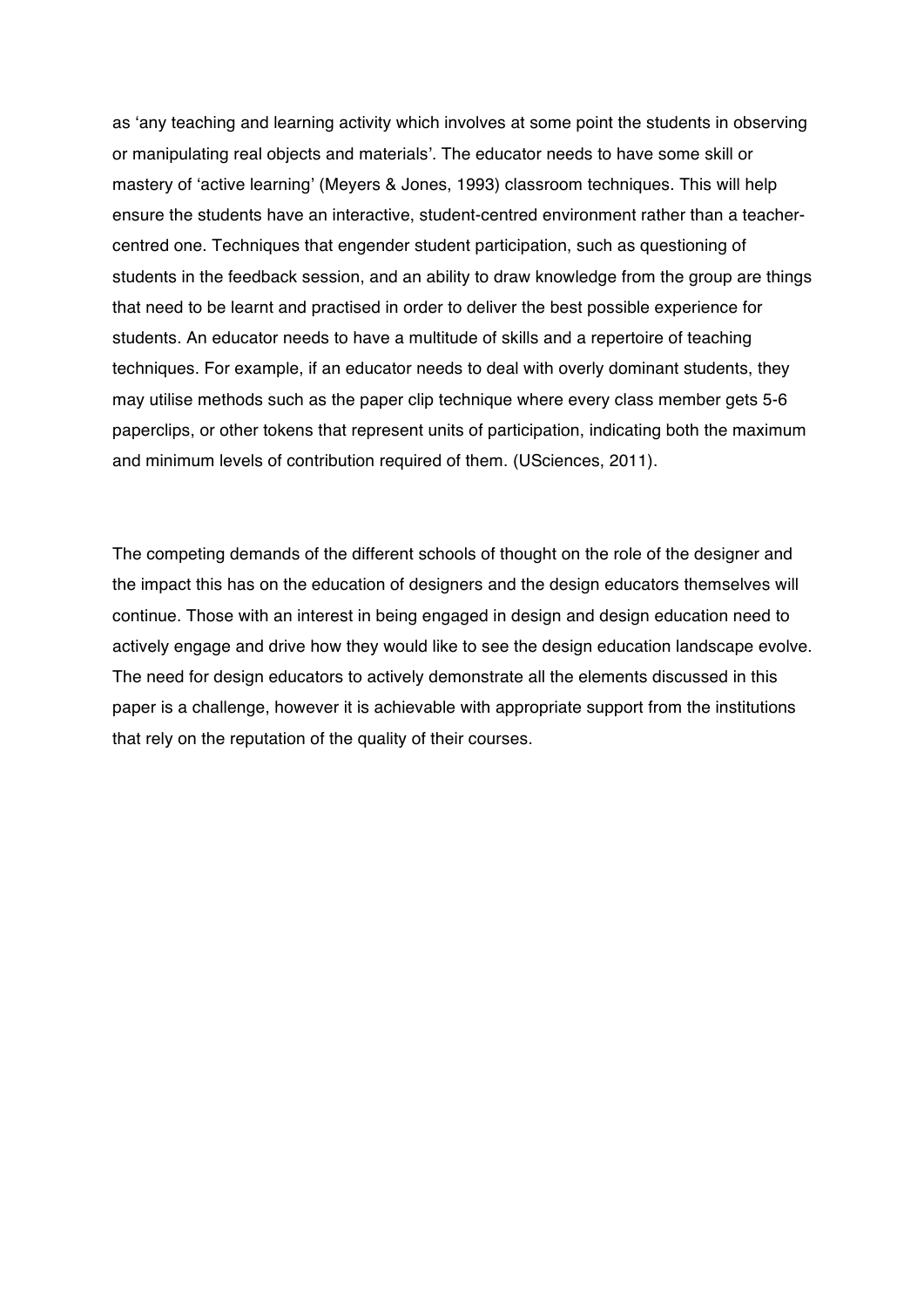as 'any teaching and learning activity which involves at some point the students in observing or manipulating real objects and materials'. The educator needs to have some skill or mastery of 'active learning' (Meyers & Jones, 1993) classroom techniques. This will help ensure the students have an interactive, student-centred environment rather than a teacher-centred one. Techniques that engender student participation, such as questioning of students in the feedback session, and an ability to draw knowledge from the group are things that need to be learnt and practised in order to deliver the best possible experience for students. An educator needs to have a multitude of skills and a repertoire of teaching techniques. For example, if an educator needs to deal with overly dominant students, they may utilise methods such as the paper clip technique where every class member gets 5-6 paperclips, or other tokens that represent units of participation, indicating both the maximum and minimum levels of contribution required of them. (USciences, 2011).

The competing demands of the different schools of thought on the role of the designer and the impact this has on the education of designers and the design educators themselves will continue. Those with an interest in being engaged in design and design education need to actively engage and drive how they would like to see the design education landscape evolve. The need for design educators to actively demonstrate all the elements discussed in this paper is a challenge, however it is achievable with appropriate support from the institutions that rely on the reputation of the quality of their courses.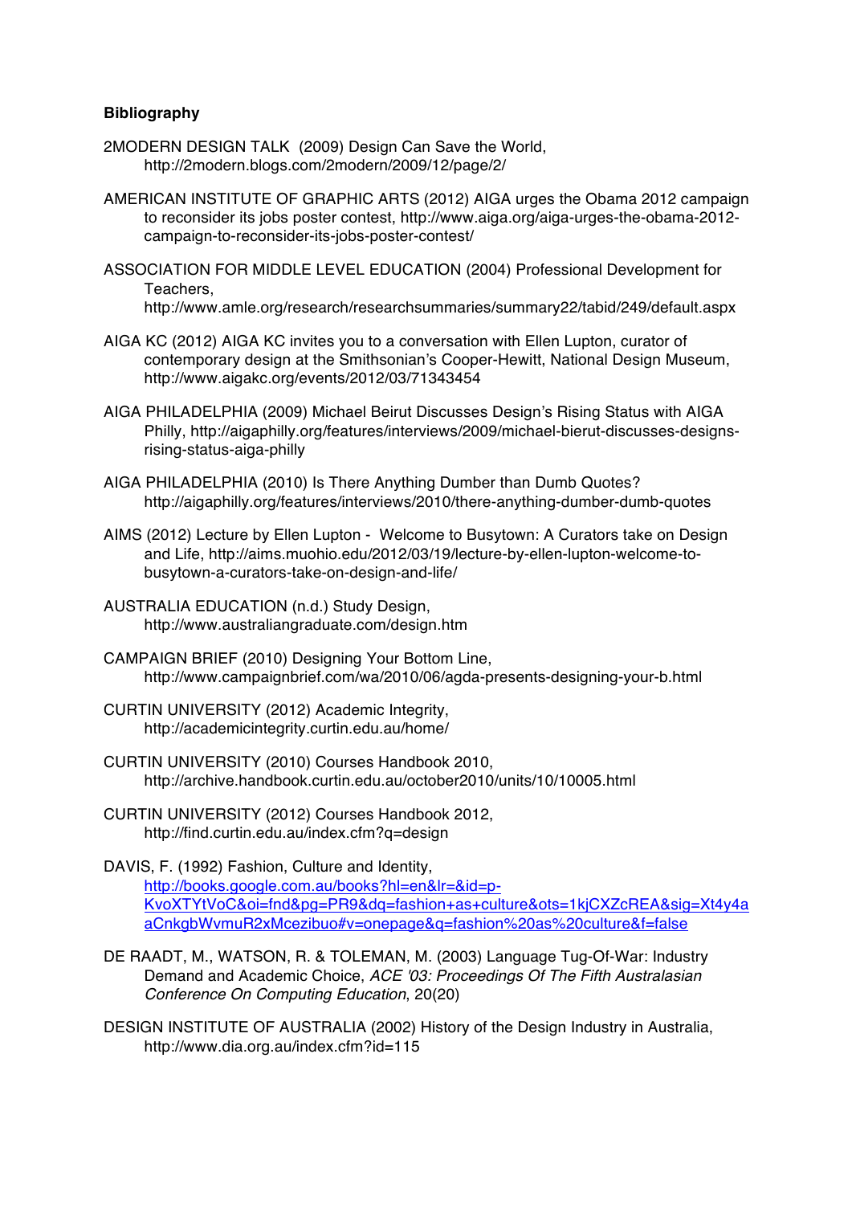**Bibliography**

2MODERN DESIGN TALK (2009) Design Can Save the World, http://2modern.blogs.com/2modern/2009/12/page/2/

AMERICAN INSTITUTE OF GRAPHIC ARTS (2012) AIGA urges the Obama 2012 campaign to reconsider its jobs poster contest, http://www.aiga.org/aiga-urges-the-obama-2012-campaign-to-reconsider-its-jobs-poster-contest/

ASSOCIATION FOR MIDDLE LEVEL EDUCATION (2004) Professional Development for Teachers, http://www.amle.org/research/researchsummaries/summary22/tabid/249/default.aspx

AIGA KC (2012) AIGA KC invites you to a conversation with Ellen Lupton, curator of contemporary design at the Smithsonian's Cooper-Hewitt, National Design Museum, http://www.aigakc.org/events/2012/03/71343454

AIGA PHILADELPHIA (2009) Michael Beirut Discusses Design's Rising Status with AIGA Philly, http://aigaphilly.org/features/interviews/2009/michael-bierut-discusses-designs-rising-status-aiga-philly

AIGA PHILADELPHIA (2010) Is There Anything Dumber than Dumb Quotes? http://aigaphilly.org/features/interviews/2010/there-anything-dumber-dumb-quotes

AIMS (2012) Lecture by Ellen Lupton - Welcome to Busytown: A Curators take on Design and Life, http://aims.muohio.edu/2012/03/19/lecture-by-ellen-lupton-welcome-to-busytown-a-curators-take-on-design-and-life/

AUSTRALIA EDUCATION (n.d.) Study Design, http://www.australiangraduate.com/design.htm

CAMPAIGN BRIEF (2010) Designing Your Bottom Line, http://www.campaignbrief.com/wa/2010/06/agda-presents-designing-your-b.html

CURTIN UNIVERSITY (2012) Academic Integrity, http://academicintegrity.curtin.edu.au/home/

CURTIN UNIVERSITY (2010) Courses Handbook 2010, http://archive.handbook.curtin.edu.au/october2010/units/10/10005.html

CURTIN UNIVERSITY (2012) Courses Handbook 2012, http://find.curtin.edu.au/index.cfm?q=design

DAVIS, F. (1992) Fashion, Culture and Identity, http://books.google.com.au/books?hl=en&lr=&id=p-KvoXTYtVoC&oi=fnd&pg=PR9&dq=fashion+as+culture&ots=1kjCXZcREA&sig=Xt4y4aaCnkgbWvmuR2xMcezibuo#v=onepage&q=fashion%20as%20culture&f=false

DE RAADT, M., WATSON, R. & TOLEMAN, M. (2003) Language Tug-Of-War: Industry Demand and Academic Choice, *ACE '03: Proceedings Of The Fifth Australasian Conference On Computing Education*, 20(20)

DESIGN INSTITUTE OF AUSTRALIA (2002) History of the Design Industry in Australia, http://www.dia.org.au/index.cfm?id=115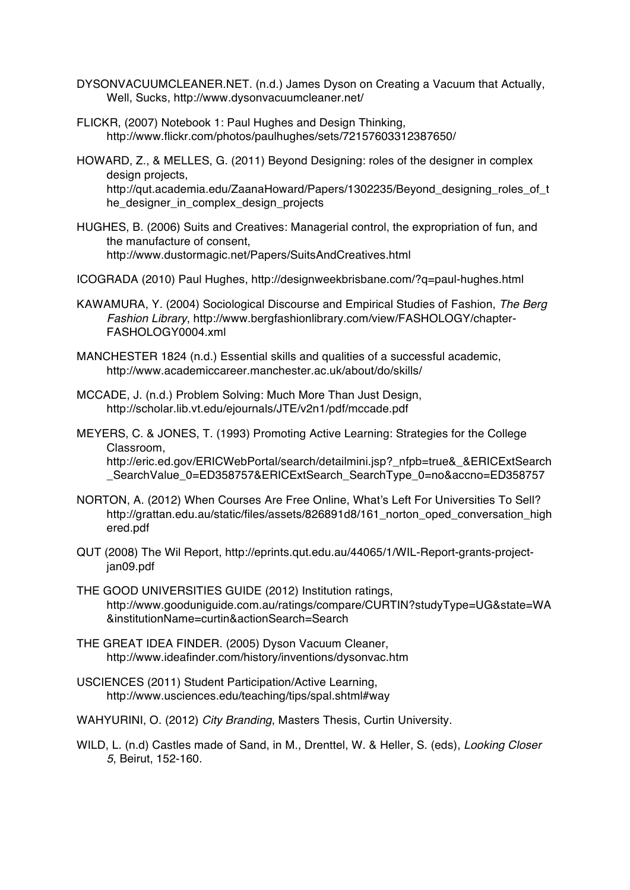DYSONVACUUMCLEANER.NET. (n.d.) James Dyson on Creating a Vacuum that Actually, Well, Sucks, http://www.dysonvacuumcleaner.net/

FLICKR, (2007) Notebook 1: Paul Hughes and Design Thinking, http://www.flickr.com/photos/paulhughes/sets/72157603312387650/

HOWARD, Z., & MELLES, G. (2011) Beyond Designing: roles of the designer in complex design projects, http://qut.academia.edu/ZaanaHoward/Papers/1302235/Beyond_designing_roles_of_the_designer_in_complex_design_projects

HUGHES, B. (2006) Suits and Creatives: Managerial control, the expropriation of fun, and the manufacture of consent, http://www.dustormagic.net/Papers/SuitsAndCreatives.html

ICOGRADA (2010) Paul Hughes, http://designweekbrisbane.com/?q=paul-hughes.html

KAWAMURA, Y. (2004) Sociological Discourse and Empirical Studies of Fashion, *The Berg Fashion Library*, http://www.bergfashionlibrary.com/view/FASHOLOGY/chapter-FASHOLOGY0004.xml

MANCHESTER 1824 (n.d.) Essential skills and qualities of a successful academic, http://www.academiccareer.manchester.ac.uk/about/do/skills/

MCCADE, J. (n.d.) Problem Solving: Much More Than Just Design, http://scholar.lib.vt.edu/ejournals/JTE/v2n1/pdf/mccade.pdf

MEYERS, C. & JONES, T. (1993) Promoting Active Learning: Strategies for the College Classroom, http://eric.ed.gov/ERICWebPortal/search/detailmini.jsp?_nfpb=true&_&ERICExtSearch_SearchValue_0=ED358757&ERICExtSearch_SearchType_0=no&accno=ED358757

NORTON, A. (2012) When Courses Are Free Online, What's Left For Universities To Sell? http://grattan.edu.au/static/files/assets/826891d8/161_norton_oped_conversation_highered.pdf

QUT (2008) The Wil Report, http://eprints.qut.edu.au/44065/1/WIL-Report-grants-project-jan09.pdf

THE GOOD UNIVERSITIES GUIDE (2012) Institution ratings, http://www.gooduniguide.com.au/ratings/compare/CURTIN?studyType=UG&state=WA&institutionName=curtin&actionSearch=Search

THE GREAT IDEA FINDER. (2005) Dyson Vacuum Cleaner, http://www.ideafinder.com/history/inventions/dysonvac.htm

USCIENCES (2011) Student Participation/Active Learning, http://www.usciences.edu/teaching/tips/spal.shtml#way

WAHYURINI, O. (2012) *City Branding*, Masters Thesis, Curtin University.

WILD, L. (n.d) Castles made of Sand, in M., Drenttel, W. & Heller, S. (eds), *Looking Closer 5*, Beirut, 152-160.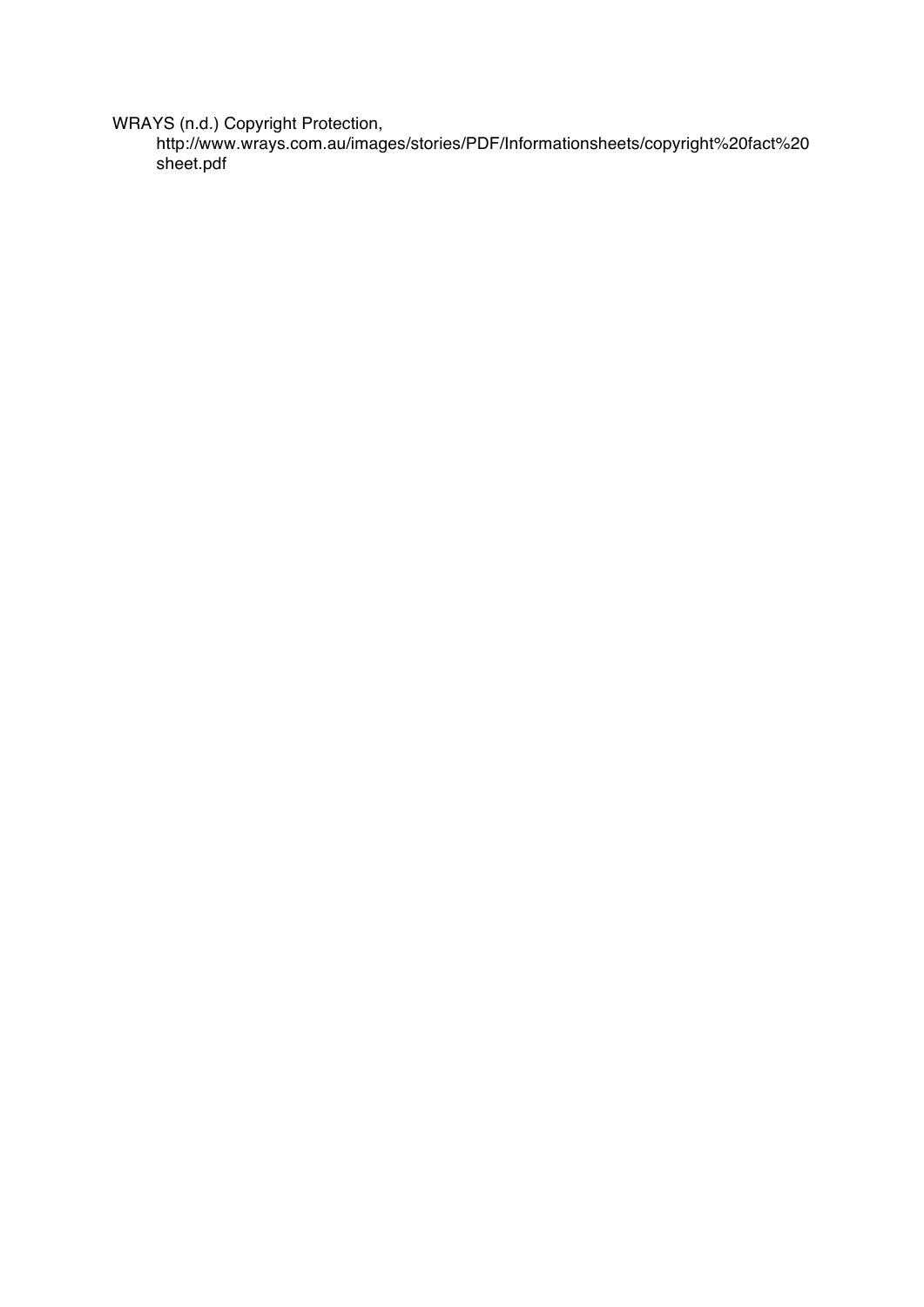WRAYS (n.d.) Copyright Protection, http://www.wrays.com.au/images/stories/PDF/Informationsheets/copyright%20fact%20sheet.pdf